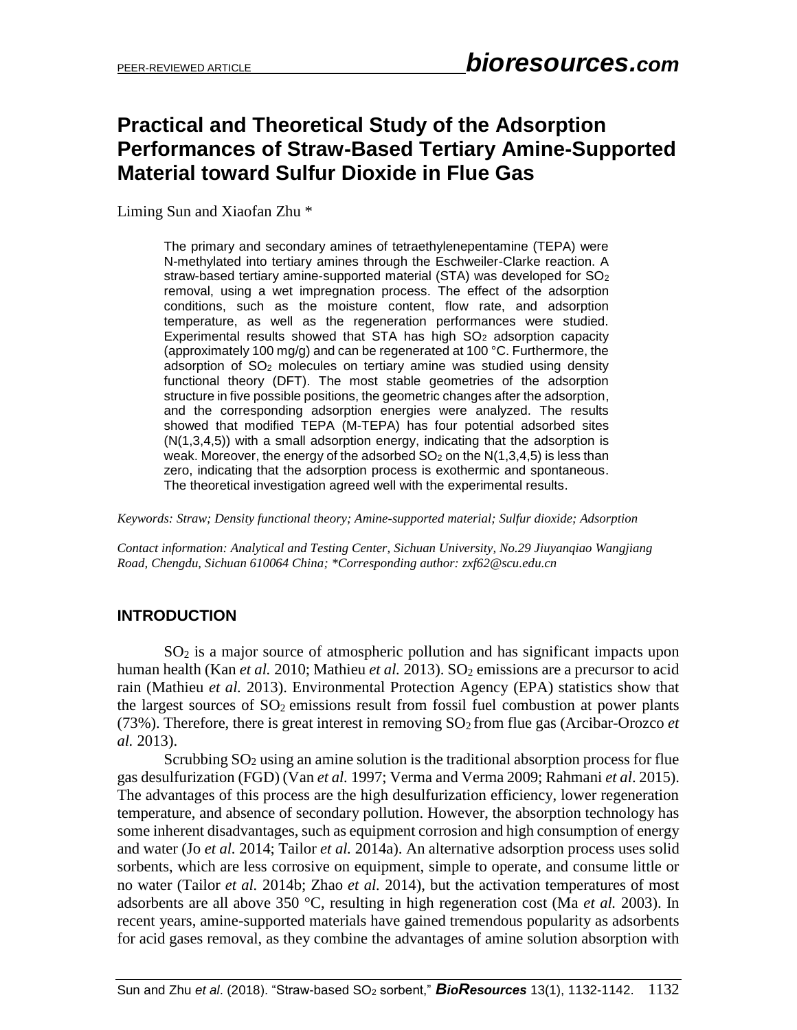# Practical and Theoretical Study of the Adsorption Performances of Straw-Based Tertiary Amine-Supported Material toward Sulfur Dioxide in Flue Gas

Liming Sun and Xiaofan Zhu *

The primary and secondary amines of tetraethylenepentamine (TEPA) were N-methylated into tertiary amines through the Eschweiler-Clarke reaction. A straw-based tertiary amine-supported material (STA) was developed for $SO_2$ removal, using a wet impregnation process. The effect of the adsorption conditions, such as the moisture content, flow rate, and adsorption temperature, as well as the regeneration performances were studied. Experimental results showed that STA has high $SO_2$ adsorption capacity (approximately 100 mg/g) and can be regenerated at 100 °C. Furthermore, the adsorption of $SO_2$ molecules on tertiary amine was studied using density functional theory (DFT). The most stable geometries of the adsorption structure in five possible positions, the geometric changes after the adsorption, and the corresponding adsorption energies were analyzed. The results showed that modified TEPA (M-TEPA) has four potential adsorbed sites (N(1,3,4,5)) with a small adsorption energy, indicating that the adsorption is weak. Moreover, the energy of the adsorbed $SO_2$ on the N(1,3,4,5) is less than zero, indicating that the adsorption process is exothermic and spontaneous. The theoretical investigation agreed well with the experimental results.

*Keywords: Straw; Density functional theory; Amine-supported material; Sulfur dioxide; Adsorption*

*Contact information: Analytical and Testing Center, Sichuan University, No.29 Jiuyanqiao Wangjiang Road, Chengdu, Sichuan 610064 China; \*Corresponding author: zxf62@scu.edu.cn*

## INTRODUCTION

$SO_2$ is a major source of atmospheric pollution and has significant impacts upon human health (Kan *et al.* 2010; Mathieu *et al.* 2013). $SO_2$ emissions are a precursor to acid rain (Mathieu *et al.* 2013). Environmental Protection Agency (EPA) statistics show that the largest sources of $SO_2$ emissions result from fossil fuel combustion at power plants (73%). Therefore, there is great interest in removing $SO_2$ from flue gas (Arcibar-Orozco *et al.* 2013).

Scrubbing $SO_2$ using an amine solution is the traditional absorption process for flue gas desulfurization (FGD) (Van *et al.* 1997; Verma and Verma 2009; Rahmani *et al*. 2015). The advantages of this process are the high desulfurization efficiency, lower regeneration temperature, and absence of secondary pollution. However, the absorption technology has some inherent disadvantages, such as equipment corrosion and high consumption of energy and water (Jo *et al.* 2014; Tailor *et al.* 2014a). An alternative adsorption process uses solid sorbents, which are less corrosive on equipment, simple to operate, and consume little or no water (Tailor *et al.* 2014b; Zhao *et al.* 2014), but the activation temperatures of most adsorbents are all above 350 °C, resulting in high regeneration cost (Ma *et al.* 2003). In recent years, amine-supported materials have gained tremendous popularity as adsorbents for acid gases removal, as they combine the advantages of amine solution absorption with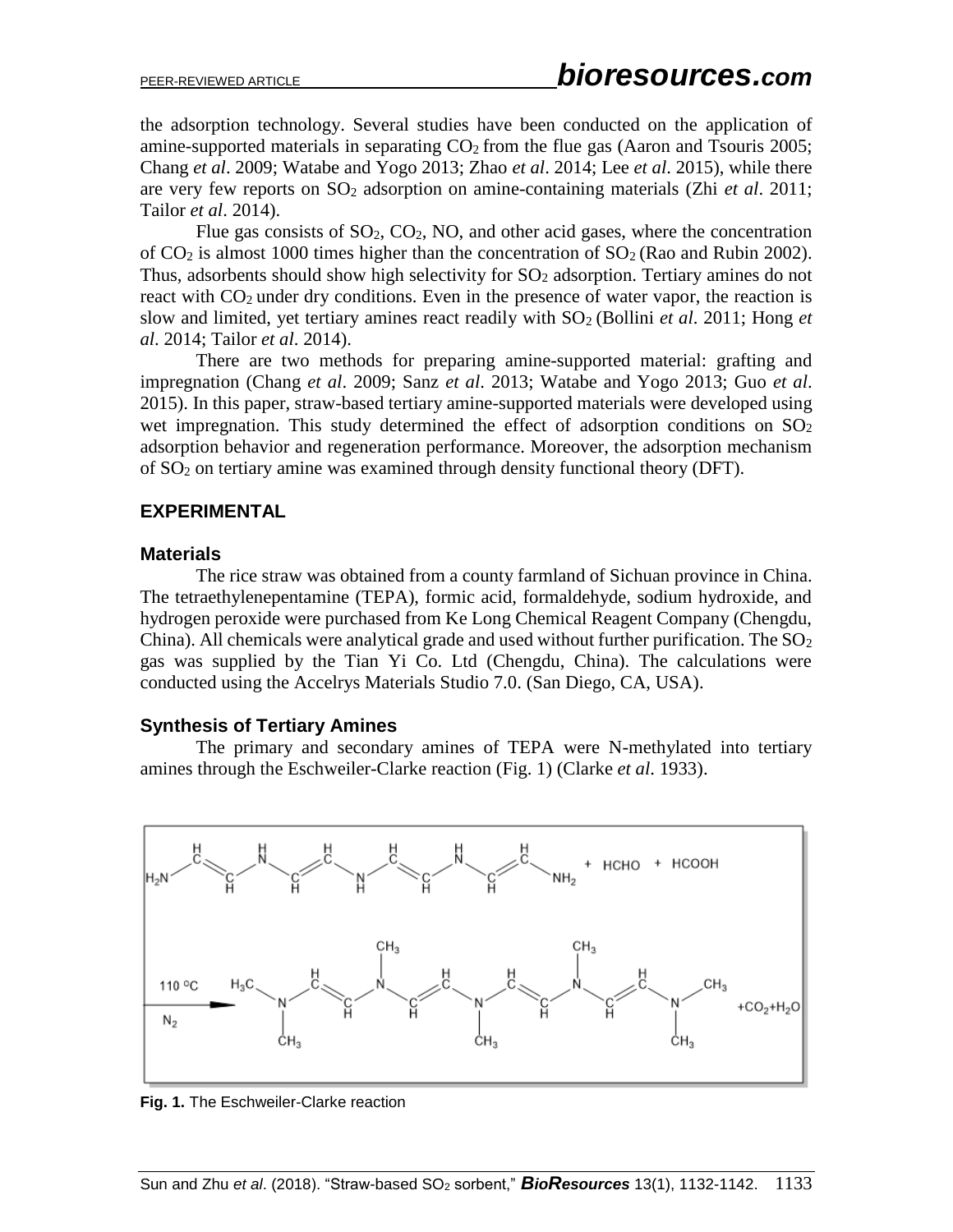the adsorption technology. Several studies have been conducted on the application of amine-supported materials in separating $CO_2$ from the flue gas (Aaron and Tsouris 2005; Chang *et al*. 2009; Watabe and Yogo 2013; Zhao *et al*. 2014; Lee *et al*. 2015), while there are very few reports on $SO_2$ adsorption on amine-containing materials (Zhi *et al*. 2011; Tailor *et al*. 2014).

Flue gas consists of $SO_2$, $CO_2$, NO, and other acid gases, where the concentration of $CO_2$ is almost 1000 times higher than the concentration of $SO_2$ (Rao and Rubin 2002). Thus, adsorbents should show high selectivity for $SO_2$ adsorption. Tertiary amines do not react with $CO_2$ under dry conditions. Even in the presence of water vapor, the reaction is slow and limited, yet tertiary amines react readily with $SO_2$ (Bollini *et al*. 2011; Hong *et al*. 2014; Tailor *et al*. 2014).

There are two methods for preparing amine-supported material: grafting and impregnation (Chang *et al*. 2009; Sanz *et al*. 2013; Watabe and Yogo 2013; Guo *et al*. 2015). In this paper, straw-based tertiary amine-supported materials were developed using wet impregnation. This study determined the effect of adsorption conditions on $SO_2$ adsorption behavior and regeneration performance. Moreover, the adsorption mechanism of $SO_2$ on tertiary amine was examined through density functional theory (DFT).

## EXPERIMENTAL

### Materials

The rice straw was obtained from a county farmland of Sichuan province in China. The tetraethylenepentamine (TEPA), formic acid, formaldehyde, sodium hydroxide, and hydrogen peroxide were purchased from Ke Long Chemical Reagent Company (Chengdu, China). All chemicals were analytical grade and used without further purification. The $SO_2$ gas was supplied by the Tian Yi Co. Ltd (Chengdu, China). The calculations were conducted using the Accelrys Materials Studio 7.0. (San Diego, CA, USA).

### Synthesis of Tertiary Amines

The primary and secondary amines of TEPA were N-methylated into tertiary amines through the Eschweiler-Clarke reaction (Fig. 1) (Clarke *et al*. 1933).

**Fig. 1.** The Eschweiler-Clarke reaction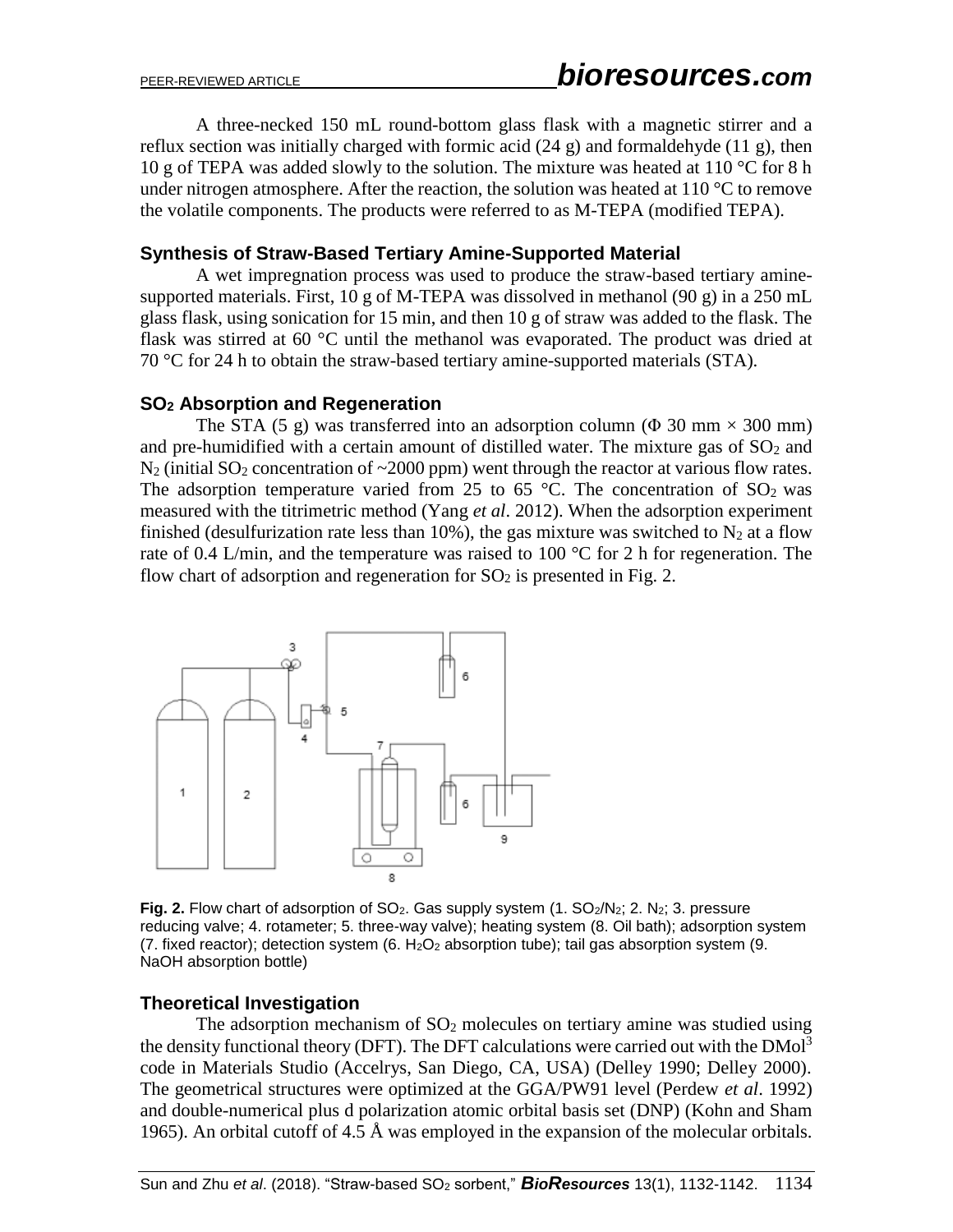A three-necked 150 mL round-bottom glass flask with a magnetic stirrer and a reflux section was initially charged with formic acid (24 g) and formaldehyde (11 g), then 10 g of TEPA was added slowly to the solution. The mixture was heated at 110 °C for 8 h under nitrogen atmosphere. After the reaction, the solution was heated at 110 °C to remove the volatile components. The products were referred to as M-TEPA (modified TEPA).

### Synthesis of Straw-Based Tertiary Amine-Supported Material

A wet impregnation process was used to produce the straw-based tertiary amine-supported materials. First, 10 g of M-TEPA was dissolved in methanol (90 g) in a 250 mL glass flask, using sonication for 15 min, and then 10 g of straw was added to the flask. The flask was stirred at 60 °C until the methanol was evaporated. The product was dried at 70 °C for 24 h to obtain the straw-based tertiary amine-supported materials (STA).

### $SO_2$ Absorption and Regeneration

The STA (5 g) was transferred into an adsorption column (Φ 30 mm × 300 mm) and pre-humidified with a certain amount of distilled water. The mixture gas of $SO_2$ and $N_2$ (initial $SO_2$ concentration of ~2000 ppm) went through the reactor at various flow rates. The adsorption temperature varied from 25 to 65 °C. The concentration of $SO_2$ was measured with the titrimetric method (Yang *et al*. 2012). When the adsorption experiment finished (desulfurization rate less than 10%), the gas mixture was switched to $N_2$ at a flow rate of 0.4 L/min, and the temperature was raised to 100 °C for 2 h for regeneration. The flow chart of adsorption and regeneration for $SO_2$ is presented in Fig. 2.

**Fig. 2.** Flow chart of adsorption of $SO_2$. Gas supply system (1. $SO_2/N_2$; 2. $N_2$; 3. pressure reducing valve; 4. rotameter; 5. three-way valve); heating system (8. Oil bath); adsorption system (7. fixed reactor); detection system (6. $H_2O_2$ absorption tube); tail gas absorption system (9. NaOH absorption bottle)

### Theoretical Investigation

The adsorption mechanism of $SO_2$ molecules on tertiary amine was studied using the density functional theory (DFT). The DFT calculations were carried out with the DMol[3] code in Materials Studio (Accelrys, San Diego, CA, USA) (Delley 1990; Delley 2000). The geometrical structures were optimized at the GGA/PW91 level (Perdew *et al*. 1992) and double-numerical plus d polarization atomic orbital basis set (DNP) (Kohn and Sham 1965). An orbital cutoff of 4.5 Å was employed in the expansion of the molecular orbitals.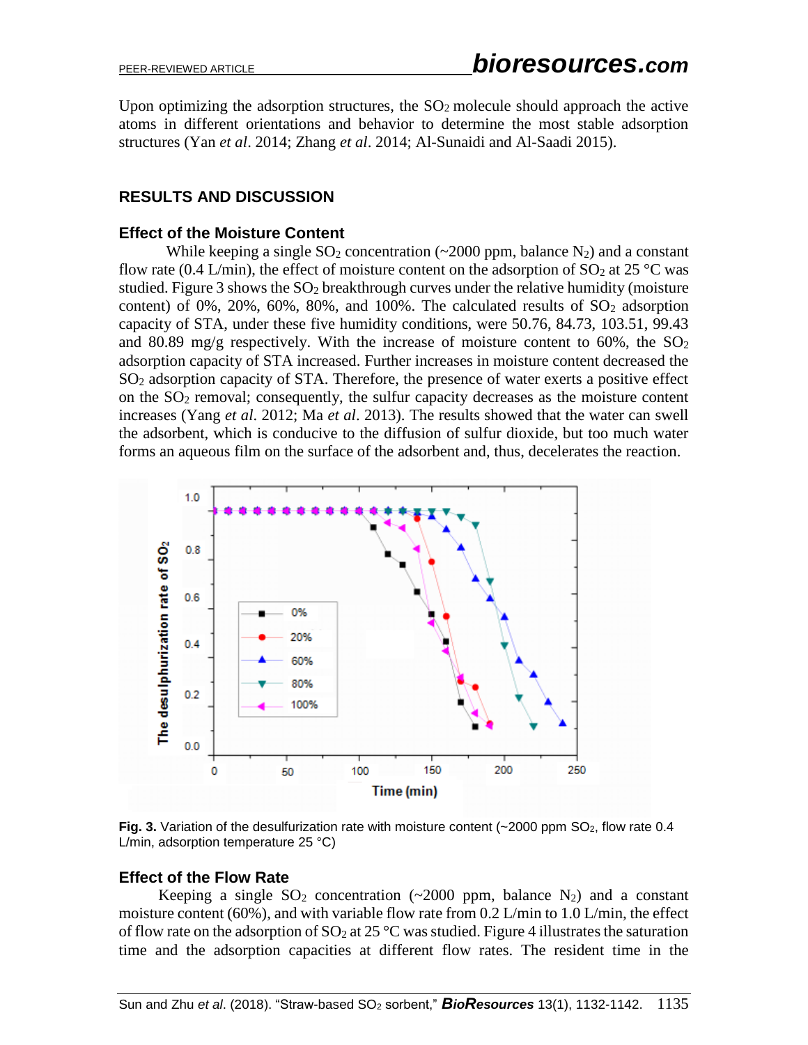Upon optimizing the adsorption structures, the $SO_2$ molecule should approach the active atoms in different orientations and behavior to determine the most stable adsorption structures (Yan *et al*. 2014; Zhang *et al*. 2014; Al-Sunaidi and Al-Saadi 2015).

## RESULTS AND DISCUSSION

### Effect of the Moisture Content

While keeping a single $SO_2$ concentration (~2000 ppm, balance $N_2$) and a constant flow rate (0.4 L/min), the effect of moisture content on the adsorption of $SO_2$ at 25 °C was studied. Figure 3 shows the $SO_2$ breakthrough curves under the relative humidity (moisture content) of 0%, 20%, 60%, 80%, and 100%. The calculated results of $SO_2$ adsorption capacity of STA, under these five humidity conditions, were 50.76, 84.73, 103.51, 99.43 and 80.89 mg/g respectively. With the increase of moisture content to 60%, the $SO_2$ adsorption capacity of STA increased. Further increases in moisture content decreased the $SO_2$ adsorption capacity of STA. Therefore, the presence of water exerts a positive effect on the $SO_2$ removal; consequently, the sulfur capacity decreases as the moisture content increases (Yang *et al*. 2012; Ma *et al*. 2013). The results showed that the water can swell the adsorbent, which is conducive to the diffusion of sulfur dioxide, but too much water forms an aqueous film on the surface of the adsorbent and, thus, decelerates the reaction.

**Fig. 3.** Variation of the desulfurization rate with moisture content (~2000 ppm $SO_2$, flow rate 0.4 L/min, adsorption temperature 25 °C)

### Effect of the Flow Rate

Keeping a single $SO_2$ concentration (~2000 ppm, balance $N_2$) and a constant moisture content (60%), and with variable flow rate from 0.2 L/min to 1.0 L/min, the effect of flow rate on the adsorption of $SO_2$ at 25 °C was studied. Figure 4 illustrates the saturation time and the adsorption capacities at different flow rates. The resident time in the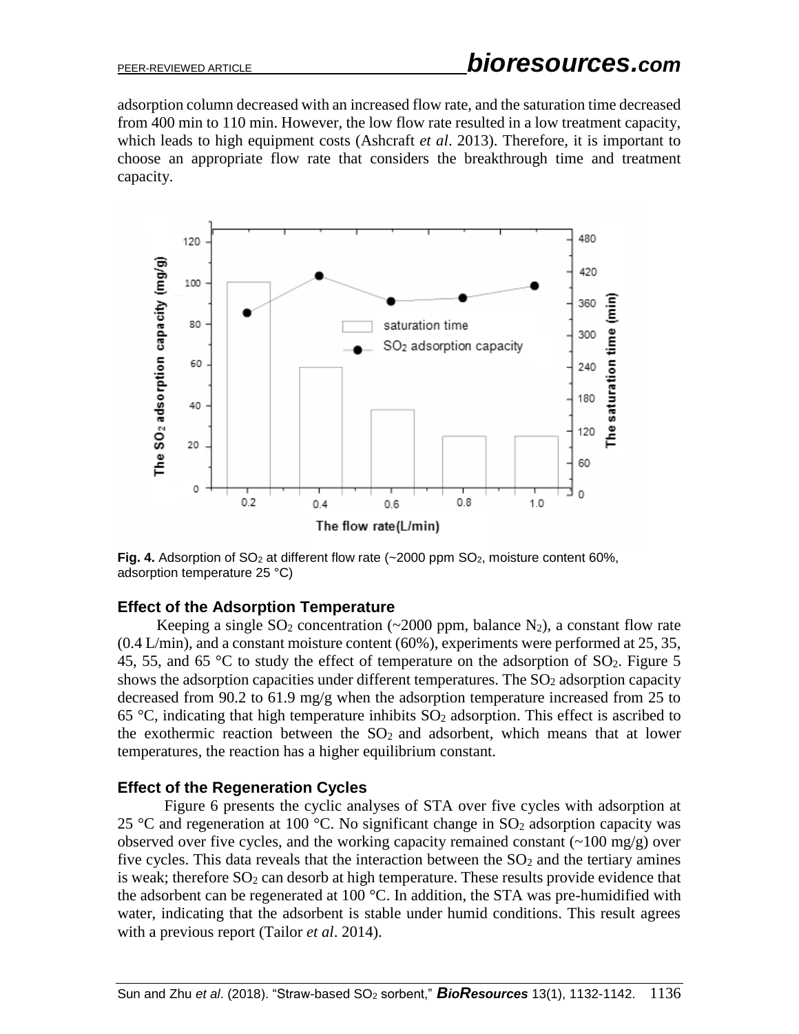adsorption column decreased with an increased flow rate, and the saturation time decreased from 400 min to 110 min. However, the low flow rate resulted in a low treatment capacity, which leads to high equipment costs (Ashcraft *et al*. 2013). Therefore, it is important to choose an appropriate flow rate that considers the breakthrough time and treatment capacity.

**Fig. 4.** Adsorption of $SO_2$ at different flow rate (~2000 ppm $SO_2$, moisture content 60%, adsorption temperature 25 °C)

### Effect of the Adsorption Temperature

Keeping a single $SO_2$ concentration (~2000 ppm, balance $N_2$), a constant flow rate (0.4 L/min), and a constant moisture content (60%), experiments were performed at 25, 35, 45, 55, and 65 °C to study the effect of temperature on the adsorption of $SO_2$. Figure 5 shows the adsorption capacities under different temperatures. The $SO_2$ adsorption capacity decreased from 90.2 to 61.9 mg/g when the adsorption temperature increased from 25 to 65 °C, indicating that high temperature inhibits $SO_2$ adsorption. This effect is ascribed to the exothermic reaction between the $SO_2$ and adsorbent, which means that at lower temperatures, the reaction has a higher equilibrium constant.

### Effect of the Regeneration Cycles

Figure 6 presents the cyclic analyses of STA over five cycles with adsorption at 25 °C and regeneration at 100 °C. No significant change in $SO_2$ adsorption capacity was observed over five cycles, and the working capacity remained constant (~100 mg/g) over five cycles. This data reveals that the interaction between the $SO_2$ and the tertiary amines is weak; therefore $SO_2$ can desorb at high temperature. These results provide evidence that the adsorbent can be regenerated at 100 °C. In addition, the STA was pre-humidified with water, indicating that the adsorbent is stable under humid conditions. This result agrees with a previous report (Tailor *et al*. 2014).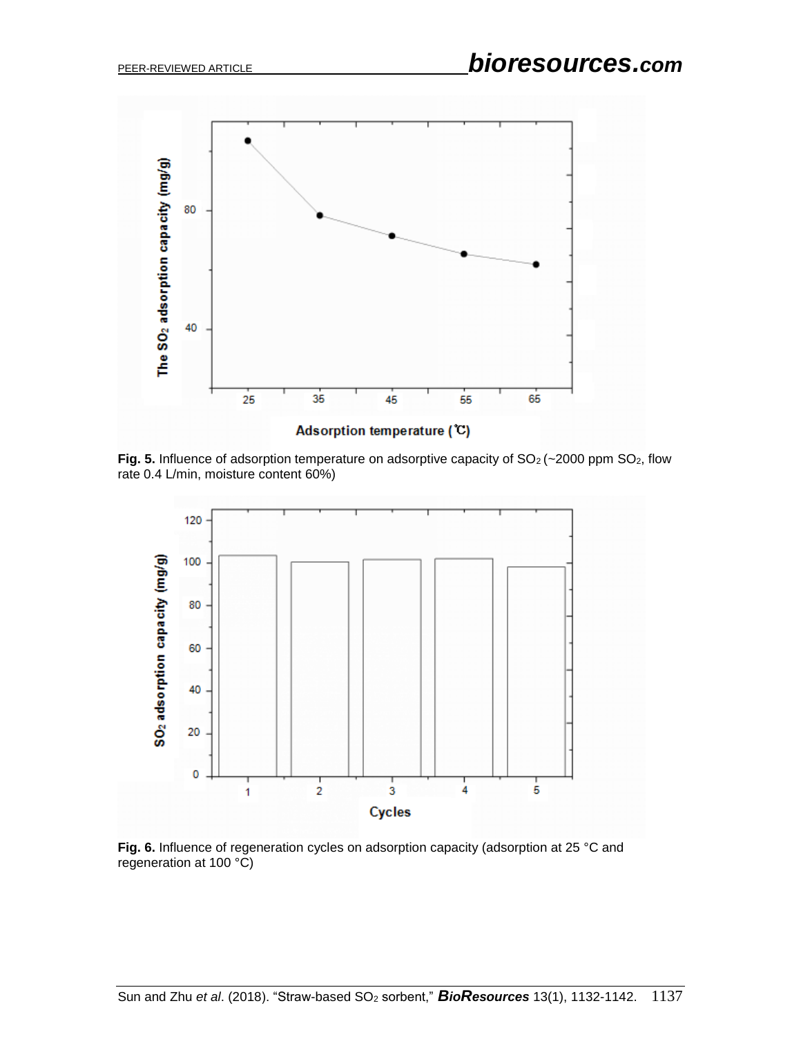**Fig. 5.** Influence of adsorption temperature on adsorptive capacity of $SO_2$ (~2000 ppm $SO_2$, flow rate 0.4 L/min, moisture content 60%)

**Fig. 6.** Influence of regeneration cycles on adsorption capacity (adsorption at 25 °C and regeneration at 100 °C)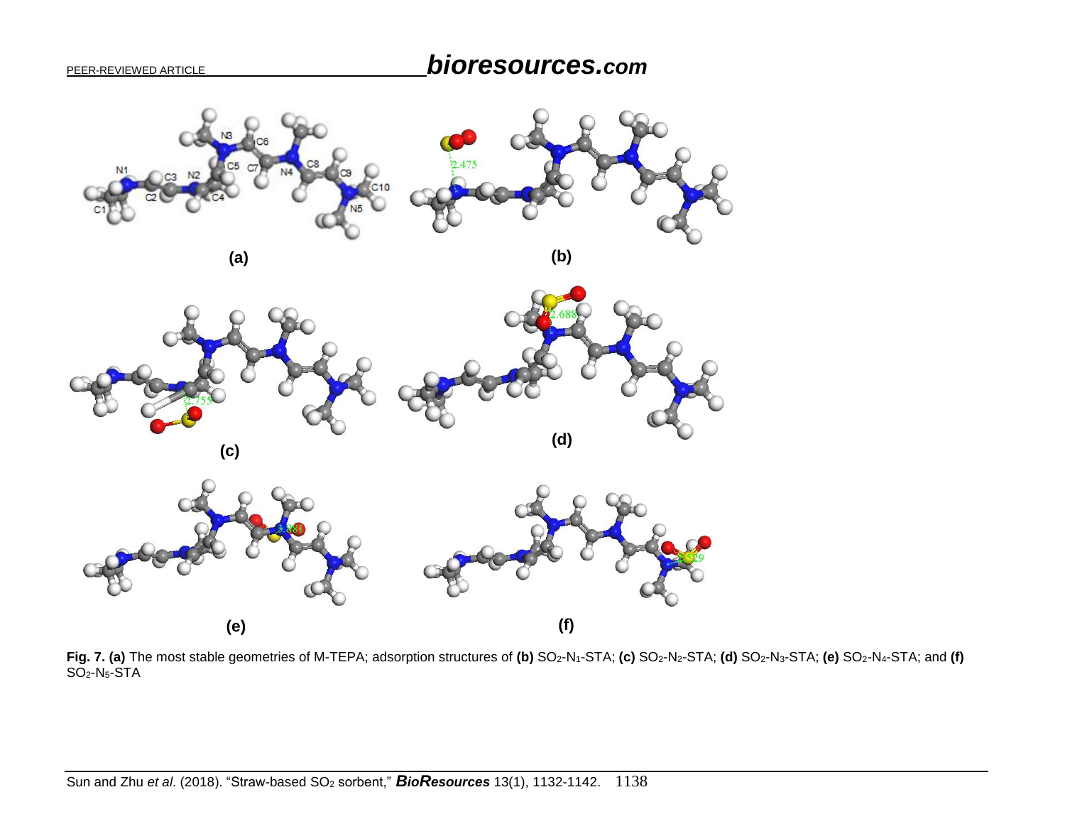**Fig. 7. (a)** The most stable geometries of M-TEPA; adsorption structures of **(b)** $SO_2$-$N_1$-STA; **(c)** $SO_2$-$N_2$-STA; **(d)** $SO_2$-$N_3$-STA; **(e)** $SO_2$-$N_4$-STA; and **(f)** $SO_2$-$N_5$-STA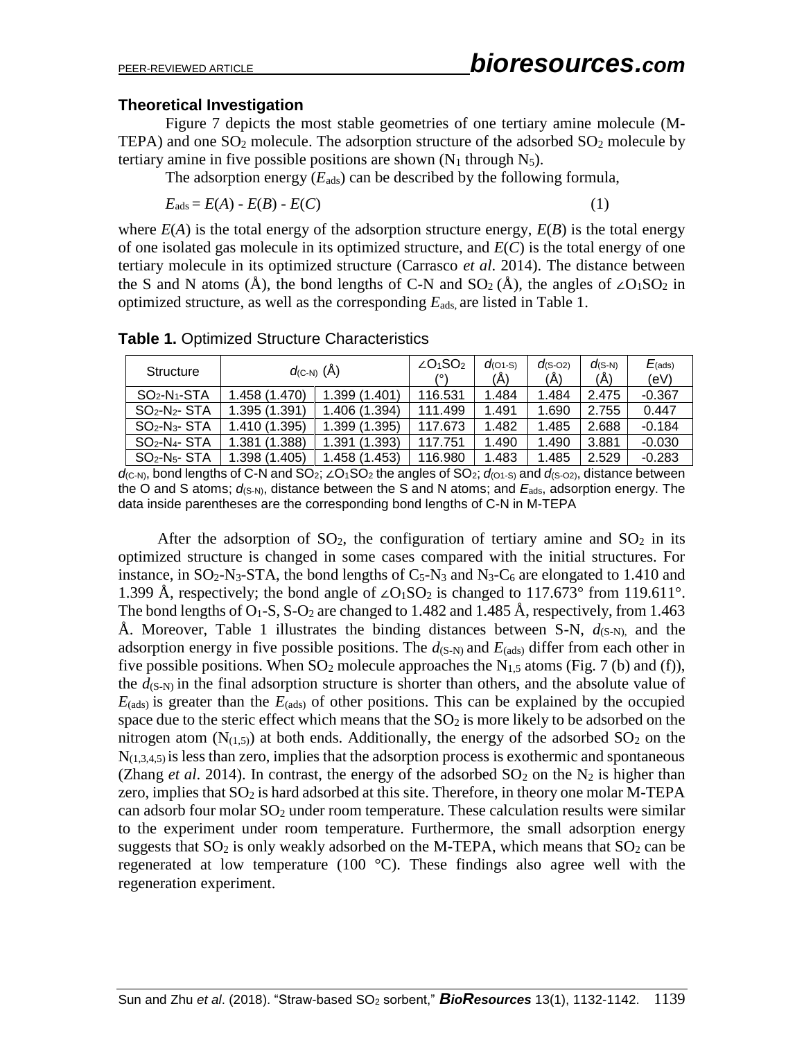### Theoretical Investigation

Figure 7 depicts the most stable geometries of one tertiary amine molecule (M-TEPA) and one $SO_2$ molecule. The adsorption structure of the adsorbed $SO_2$ molecule by tertiary amine in five possible positions are shown ($N_1$ through $N_5$).

The adsorption energy ($E_{ads}$) can be described by the following formula,

$$E_{ads} = E(A) - E(B) - E(C) \tag{1}$$

where $E(A)$ is the total energy of the adsorption structure energy, $E(B)$ is the total energy of one isolated gas molecule in its optimized structure, and $E(C)$ is the total energy of one tertiary molecule in its optimized structure (Carrasco *et al*. 2014). The distance between the S and N atoms (Å), the bond lengths of C-N and $SO_2$ (Å), the angles of $\angle O_1SO_2$ in optimized structure, as well as the corresponding $E_{ads,}$ are listed in Table 1.

**Table 1.** Optimized Structure Characteristics

| Structure | $d_{(C-N)}$ (Å) | | $\angle O_1SO_2$ (°) | $d_{(O1-S)}$ (Å) | $d_{(S-O2)}$ (Å) | $d_{(S-N)}$ (Å) | $E_{(ads)}$ (eV) |
|---|---|---|---|---|---|---|---|
| $SO_2$-$N_1$-STA | 1.458 (1.470) | 1.399 (1.401) | 116.531 | 1.484 | 1.484 | 2.475 | -0.367 |
| $SO_2$-$N_2$- STA | 1.395 (1.391) | 1.406 (1.394) | 111.499 | 1.491 | 1.690 | 2.755 | 0.447 |
| $SO_2$-$N_3$- STA | 1.410 (1.395) | 1.399 (1.395) | 117.673 | 1.482 | 1.485 | 2.688 | -0.184 |
| $SO_2$-$N_4$- STA | 1.381 (1.388) | 1.391 (1.393) | 117.751 | 1.490 | 1.490 | 3.881 | -0.030 |
| $SO_2$-$N_5$- STA | 1.398 (1.405) | 1.458 (1.453) | 116.980 | 1.483 | 1.485 | 2.529 | -0.283 |

$d_{(C-N)}$, bond lengths of C-N and $SO_2$; $\angle O_1SO_2$ the angles of $SO_2$; $d_{(O1-S)}$ and $d_{(S-O2)}$, distance between the O and S atoms; $d_{(S-N)}$, distance between the S and N atoms; and $E_{ads}$, adsorption energy. The data inside parentheses are the corresponding bond lengths of C-N in M-TEPA

After the adsorption of $SO_2$, the configuration of tertiary amine and $SO_2$ in its optimized structure is changed in some cases compared with the initial structures. For instance, in $SO_2$-$N_3$-STA, the bond lengths of $C_5$-$N_3$ and $N_3$-$C_6$ are elongated to 1.410 and 1.399 Å, respectively; the bond angle of $\angle O_1SO_2$ is changed to 117.673° from 119.611°. The bond lengths of $O_1$-S, S-$O_2$ are changed to 1.482 and 1.485 Å, respectively, from 1.463 Å. Moreover, Table 1 illustrates the binding distances between S-N, $d_{(S-N),}$ and the adsorption energy in five possible positions. The $d_{(S-N)}$ and $E_{(ads)}$ differ from each other in five possible positions. When $SO_2$ molecule approaches the $N_{1,5}$ atoms (Fig. 7 (b) and (f)), the $d_{(S-N)}$ in the final adsorption structure is shorter than others, and the absolute value of $E_{(ads)}$ is greater than the $E_{(ads)}$ of other positions. This can be explained by the occupied space due to the steric effect which means that the $SO_2$ is more likely to be adsorbed on the nitrogen atom ($N_{(1,5)}$) at both ends. Additionally, the energy of the adsorbed $SO_2$ on the $N_{(1,3,4,5)}$ is less than zero, implies that the adsorption process is exothermic and spontaneous (Zhang *et al*. 2014). In contrast, the energy of the adsorbed $SO_2$ on the $N_2$ is higher than zero, implies that $SO_2$ is hard adsorbed at this site. Therefore, in theory one molar M-TEPA can adsorb four molar $SO_2$ under room temperature. These calculation results were similar to the experiment under room temperature. Furthermore, the small adsorption energy suggests that $SO_2$ is only weakly adsorbed on the M-TEPA, which means that $SO_2$ can be regenerated at low temperature (100 °C). These findings also agree well with the regeneration experiment.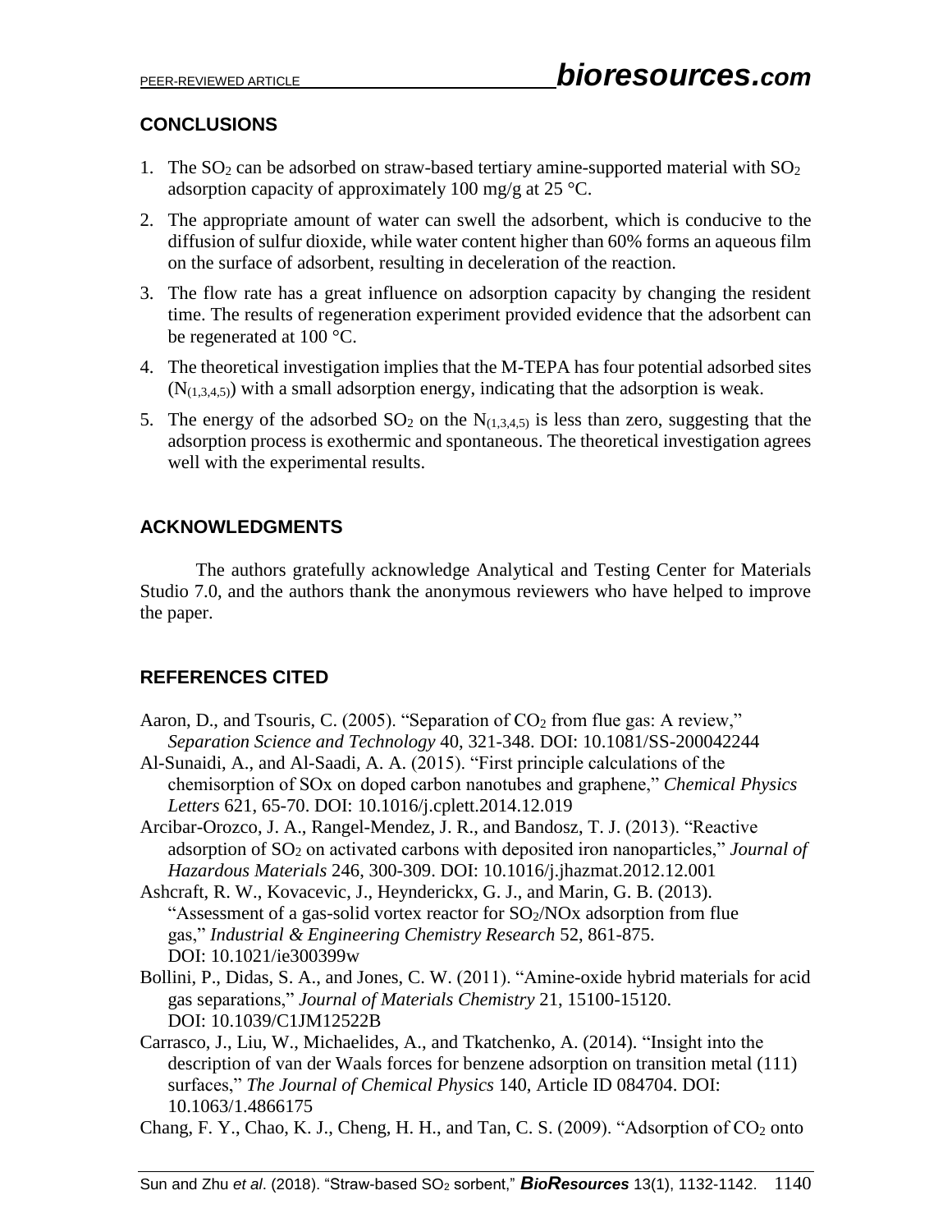## CONCLUSIONS

1. The $SO_2$ can be adsorbed on straw-based tertiary amine-supported material with $SO_2$ adsorption capacity of approximately 100 mg/g at 25 °C.
2. The appropriate amount of water can swell the adsorbent, which is conducive to the diffusion of sulfur dioxide, while water content higher than 60% forms an aqueous film on the surface of adsorbent, resulting in deceleration of the reaction.
3. The flow rate has a great influence on adsorption capacity by changing the resident time. The results of regeneration experiment provided evidence that the adsorbent can be regenerated at 100 °C.
4. The theoretical investigation implies that the M-TEPA has four potential adsorbed sites ($N_{(1,3,4,5)}$) with a small adsorption energy, indicating that the adsorption is weak.
5. The energy of the adsorbed $SO_2$ on the $N_{(1,3,4,5)}$ is less than zero, suggesting that the adsorption process is exothermic and spontaneous. The theoretical investigation agrees well with the experimental results.

## ACKNOWLEDGMENTS

The authors gratefully acknowledge Analytical and Testing Center for Materials Studio 7.0, and the authors thank the anonymous reviewers who have helped to improve the paper.

## REFERENCES CITED

Aaron, D., and Tsouris, C. (2005). "Separation of $CO_2$ from flue gas: A review," *Separation Science and Technology* 40, 321-348. DOI: 10.1081/SS-200042244

Al-Sunaidi, A., and Al-Saadi, A. A. (2015). "First principle calculations of the chemisorption of SOx on doped carbon nanotubes and graphene," *Chemical Physics Letters* 621, 65-70. DOI: 10.1016/j.cplett.2014.12.019

Arcibar-Orozco, J. A., Rangel-Mendez, J. R., and Bandosz, T. J. (2013). "Reactive adsorption of $SO_2$ on activated carbons with deposited iron nanoparticles," *Journal of Hazardous Materials* 246, 300-309. DOI: 10.1016/j.jhazmat.2012.12.001

Ashcraft, R. W., Kovacevic, J., Heynderickx, G. J., and Marin, G. B. (2013). "Assessment of a gas-solid vortex reactor for $SO_2$/NOx adsorption from flue gas," *Industrial & Engineering Chemistry Research* 52, 861-875. DOI: 10.1021/ie300399w

Bollini, P., Didas, S. A., and Jones, C. W. (2011). "Amine-oxide hybrid materials for acid gas separations," *Journal of Materials Chemistry* 21, 15100-15120. DOI: 10.1039/C1JM12522B

Carrasco, J., Liu, W., Michaelides, A., and Tkatchenko, A. (2014). "Insight into the description of van der Waals forces for benzene adsorption on transition metal (111) surfaces," *The Journal of Chemical Physics* 140, Article ID 084704. DOI: 10.1063/1.4866175

Chang, F. Y., Chao, K. J., Cheng, H. H., and Tan, C. S. (2009). "Adsorption of $CO_2$ onto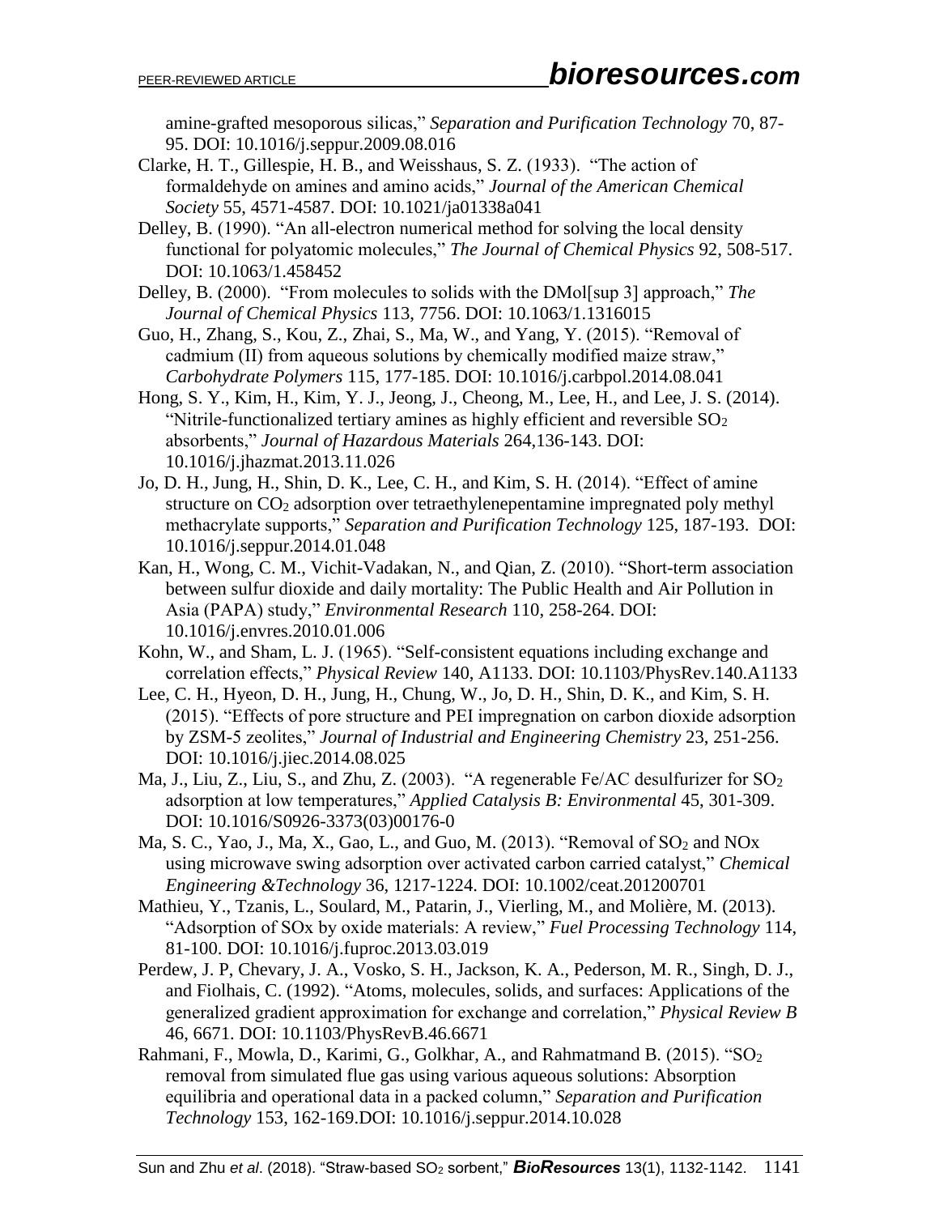amine-grafted mesoporous silicas," *Separation and Purification Technology* 70, 87-95. DOI: 10.1016/j.seppur.2009.08.016

Clarke, H. T., Gillespie, H. B., and Weisshaus, S. Z. (1933). "The action of formaldehyde on amines and amino acids," *Journal of the American Chemical Society* 55, 4571-4587. DOI: 10.1021/ja01338a041

Delley, B. (1990). "An all-electron numerical method for solving the local density functional for polyatomic molecules," *The Journal of Chemical Physics* 92, 508-517. DOI: 10.1063/1.458452

Delley, B. (2000). "From molecules to solids with the DMol[sup 3] approach," *The Journal of Chemical Physics* 113, 7756. DOI: 10.1063/1.1316015

Guo, H., Zhang, S., Kou, Z., Zhai, S., Ma, W., and Yang, Y. (2015). "Removal of cadmium (II) from aqueous solutions by chemically modified maize straw," *Carbohydrate Polymers* 115, 177-185. DOI: 10.1016/j.carbpol.2014.08.041

Hong, S. Y., Kim, H., Kim, Y. J., Jeong, J., Cheong, M., Lee, H., and Lee, J. S. (2014). "Nitrile-functionalized tertiary amines as highly efficient and reversible $SO_2$ absorbents," *Journal of Hazardous Materials* 264,136-143. DOI: 10.1016/j.jhazmat.2013.11.026

Jo, D. H., Jung, H., Shin, D. K., Lee, C. H., and Kim, S. H. (2014). "Effect of amine structure on $CO_2$ adsorption over tetraethylenepentamine impregnated poly methyl methacrylate supports," *Separation and Purification Technology* 125, 187-193. DOI: 10.1016/j.seppur.2014.01.048

Kan, H., Wong, C. M., Vichit-Vadakan, N., and Qian, Z. (2010). "Short-term association between sulfur dioxide and daily mortality: The Public Health and Air Pollution in Asia (PAPA) study," *Environmental Research* 110, 258-264. DOI: 10.1016/j.envres.2010.01.006

Kohn, W., and Sham, L. J. (1965). "Self-consistent equations including exchange and correlation effects," *Physical Review* 140, A1133. DOI: 10.1103/PhysRev.140.A1133

Lee, C. H., Hyeon, D. H., Jung, H., Chung, W., Jo, D. H., Shin, D. K., and Kim, S. H. (2015). "Effects of pore structure and PEI impregnation on carbon dioxide adsorption by ZSM-5 zeolites," *Journal of Industrial and Engineering Chemistry* 23, 251-256. DOI: 10.1016/j.jiec.2014.08.025

Ma, J., Liu, Z., Liu, S., and Zhu, Z. (2003). "A regenerable Fe/AC desulfurizer for $SO_2$ adsorption at low temperatures," *Applied Catalysis B: Environmental* 45, 301-309. DOI: 10.1016/S0926-3373(03)00176-0

Ma, S. C., Yao, J., Ma, X., Gao, L., and Guo, M. (2013). "Removal of $SO_2$ and NOx using microwave swing adsorption over activated carbon carried catalyst," *Chemical Engineering &Technology* 36, 1217-1224. DOI: 10.1002/ceat.201200701

Mathieu, Y., Tzanis, L., Soulard, M., Patarin, J., Vierling, M., and Molière, M. (2013). "Adsorption of SOx by oxide materials: A review," *Fuel Processing Technology* 114, 81-100. DOI: 10.1016/j.fuproc.2013.03.019

Perdew, J. P, Chevary, J. A., Vosko, S. H., Jackson, K. A., Pederson, M. R., Singh, D. J., and Fiolhais, C. (1992). "Atoms, molecules, solids, and surfaces: Applications of the generalized gradient approximation for exchange and correlation," *Physical Review B* 46, 6671. DOI: 10.1103/PhysRevB.46.6671

Rahmani, F., Mowla, D., Karimi, G., Golkhar, A., and Rahmatmand B. (2015). "$SO_2$ removal from simulated flue gas using various aqueous solutions: Absorption equilibria and operational data in a packed column," *Separation and Purification Technology* 153, 162-169.DOI: 10.1016/j.seppur.2014.10.028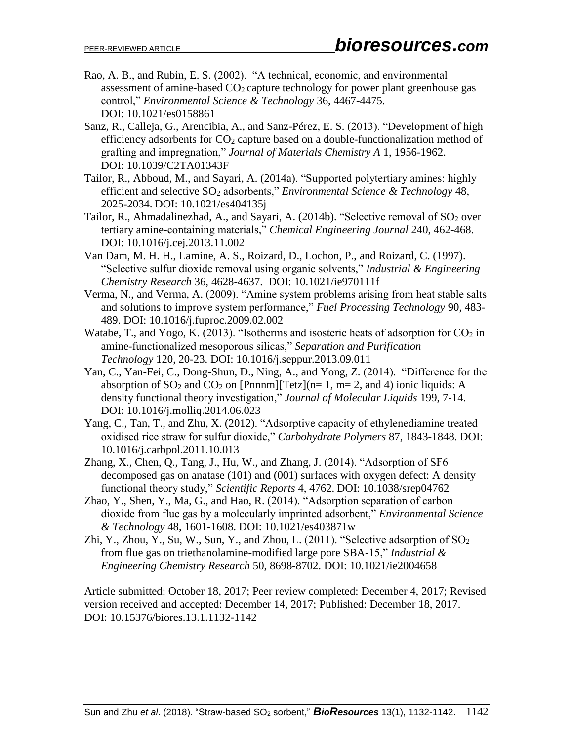Rao, A. B., and Rubin, E. S. (2002). "A technical, economic, and environmental assessment of amine-based $CO_2$ capture technology for power plant greenhouse gas control," *Environmental Science & Technology* 36, 4467-4475. DOI: 10.1021/es0158861

Sanz, R., Calleja, G., Arencibia, A., and Sanz-Pérez, E. S. (2013). "Development of high efficiency adsorbents for $CO_2$ capture based on a double-functionalization method of grafting and impregnation," *Journal of Materials Chemistry A* 1, 1956-1962. DOI: 10.1039/C2TA01343F

Tailor, R., Abboud, M., and Sayari, A. (2014a). "Supported polytertiary amines: highly efficient and selective $SO_2$ adsorbents," *Environmental Science & Technology* 48, 2025-2034. DOI: 10.1021/es404135j

Tailor, R., Ahmadalinezhad, A., and Sayari, A. (2014b). "Selective removal of $SO_2$ over tertiary amine-containing materials," *Chemical Engineering Journal* 240, 462-468. DOI: 10.1016/j.cej.2013.11.002

Van Dam, M. H. H., Lamine, A. S., Roizard, D., Lochon, P., and Roizard, C. (1997). "Selective sulfur dioxide removal using organic solvents," *Industrial & Engineering Chemistry Research* 36, 4628-4637. DOI: 10.1021/ie970111f

Verma, N., and Verma, A. (2009). "Amine system problems arising from heat stable salts and solutions to improve system performance," *Fuel Processing Technology* 90, 483-489. DOI: 10.1016/j.fuproc.2009.02.002

Watabe, T., and Yogo, K. (2013). "Isotherms and isosteric heats of adsorption for $CO_2$ in amine-functionalized mesoporous silicas," *Separation and Purification Technology* 120, 20-23. DOI: 10.1016/j.seppur.2013.09.011

Yan, C., Yan-Fei, C., Dong-Shun, D., Ning, A., and Yong, Z. (2014). "Difference for the absorption of $SO_2$ and $CO_2$ on [Pnnnm][Tetz](n= 1, m= 2, and 4) ionic liquids: A density functional theory investigation," *Journal of Molecular Liquids* 199, 7-14. DOI: 10.1016/j.molliq.2014.06.023

Yang, C., Tan, T., and Zhu, X. (2012). "Adsorptive capacity of ethylenediamine treated oxidised rice straw for sulfur dioxide," *Carbohydrate Polymers* 87, 1843-1848. DOI: 10.1016/j.carbpol.2011.10.013

Zhang, X., Chen, Q., Tang, J., Hu, W., and Zhang, J. (2014). "Adsorption of SF6 decomposed gas on anatase (101) and (001) surfaces with oxygen defect: A density functional theory study," *Scientific Reports* 4, 4762. DOI: 10.1038/srep04762

Zhao, Y., Shen, Y., Ma, G., and Hao, R. (2014). "Adsorption separation of carbon dioxide from flue gas by a molecularly imprinted adsorbent," *Environmental Science & Technology* 48, 1601-1608. DOI: 10.1021/es403871w

Zhi, Y., Zhou, Y., Su, W., Sun, Y., and Zhou, L. (2011). "Selective adsorption of $SO_2$ from flue gas on triethanolamine-modified large pore SBA-15," *Industrial & Engineering Chemistry Research* 50, 8698-8702. DOI: 10.1021/ie2004658

Article submitted: October 18, 2017; Peer review completed: December 4, 2017; Revised version received and accepted: December 14, 2017; Published: December 18, 2017. DOI: 10.15376/biores.13.1.1132-1142